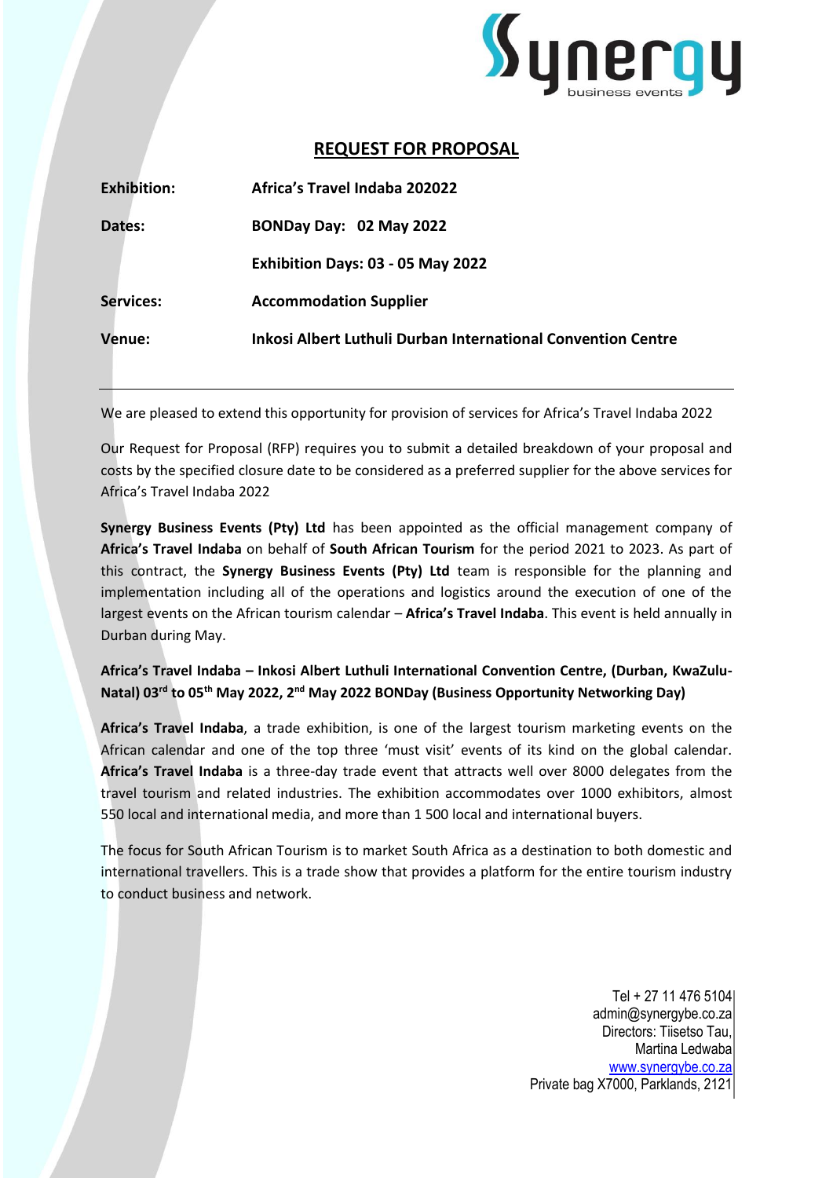## REQUEST FOR PROPOSAL

| | |
|---|---|
| **Exhibition:** | **Africa's Travel Indaba 202022** |
| **Dates:** | **BONDay Day: 02 May 2022** |
| | **Exhibition Days: 03 - 05 May 2022** |
| **Services:** | **Accommodation Supplier** |
| **Venue:** | **Inkosi Albert Luthuli Durban International Convention Centre** |

---

We are pleased to extend this opportunity for provision of services for Africa's Travel Indaba 2022

Our Request for Proposal (RFP) requires you to submit a detailed breakdown of your proposal and costs by the specified closure date to be considered as a preferred supplier for the above services for Africa's Travel Indaba 2022

**Synergy Business Events (Pty) Ltd** has been appointed as the official management company of **Africa's Travel Indaba** on behalf of **South African Tourism** for the period 2021 to 2023. As part of this contract, the **Synergy Business Events (Pty) Ltd** team is responsible for the planning and implementation including all of the operations and logistics around the execution of one of the largest events on the African tourism calendar – **Africa's Travel Indaba**. This event is held annually in Durban during May.

**Africa's Travel Indaba – Inkosi Albert Luthuli International Convention Centre, (Durban, KwaZulu-Natal) 03rd to 05th May 2022, 2nd May 2022 BONDay (Business Opportunity Networking Day)**

**Africa's Travel Indaba**, a trade exhibition, is one of the largest tourism marketing events on the African calendar and one of the top three 'must visit' events of its kind on the global calendar. **Africa's Travel Indaba** is a three-day trade event that attracts well over 8000 delegates from the travel tourism and related industries. The exhibition accommodates over 1000 exhibitors, almost 550 local and international media, and more than 1 500 local and international buyers.

The focus for South African Tourism is to market South Africa as a destination to both domestic and international travellers. This is a trade show that provides a platform for the entire tourism industry to conduct business and network.

Tel + 27 11 476 5104
admin@synergybe.co.za
Directors: Tiisetso Tau,
Martina Ledwaba
www.synergybe.co.za
Private bag X7000, Parklands, 2121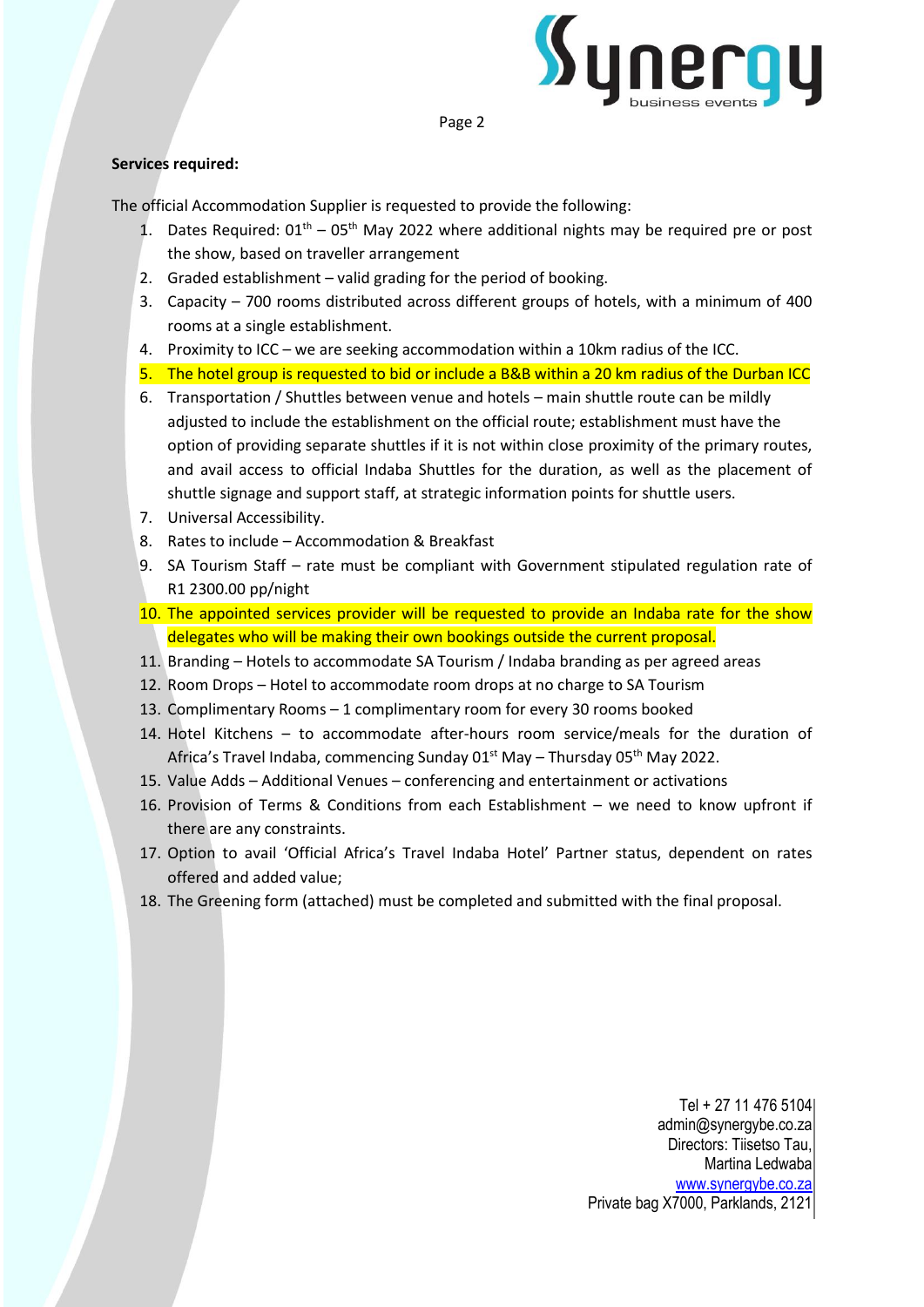**Services required:**

The official Accommodation Supplier is requested to provide the following:

1. Dates Required: 01$^{th}$ – 05$^{th}$ May 2022 where additional nights may be required pre or post the show, based on traveller arrangement
2. Graded establishment – valid grading for the period of booking.
3. Capacity – 700 rooms distributed across different groups of hotels, with a minimum of 400 rooms at a single establishment.
4. Proximity to ICC – we are seeking accommodation within a 10km radius of the ICC.
5. The hotel group is requested to bid or include a B&B within a 20 km radius of the Durban ICC
6. Transportation / Shuttles between venue and hotels – main shuttle route can be mildly adjusted to include the establishment on the official route; establishment must have the option of providing separate shuttles if it is not within close proximity of the primary routes, and avail access to official Indaba Shuttles for the duration, as well as the placement of shuttle signage and support staff, at strategic information points for shuttle users.
7. Universal Accessibility.
8. Rates to include – Accommodation & Breakfast
9. SA Tourism Staff – rate must be compliant with Government stipulated regulation rate of R1 2300.00 pp/night
10. The appointed services provider will be requested to provide an Indaba rate for the show delegates who will be making their own bookings outside the current proposal.
11. Branding – Hotels to accommodate SA Tourism / Indaba branding as per agreed areas
12. Room Drops – Hotel to accommodate room drops at no charge to SA Tourism
13. Complimentary Rooms – 1 complimentary room for every 30 rooms booked
14. Hotel Kitchens – to accommodate after-hours room service/meals for the duration of Africa's Travel Indaba, commencing Sunday 01$^{st}$ May – Thursday 05$^{th}$ May 2022.
15. Value Adds – Additional Venues – conferencing and entertainment or activations
16. Provision of Terms & Conditions from each Establishment – we need to know upfront if there are any constraints.
17. Option to avail 'Official Africa's Travel Indaba Hotel' Partner status, dependent on rates offered and added value;
18. The Greening form (attached) must be completed and submitted with the final proposal.

Tel + 27 11 476 5104
admin@synergybe.co.za
Directors: Tiisetso Tau, Martina Ledwaba
www.synergybe.co.za
Private bag X7000, Parklands, 2121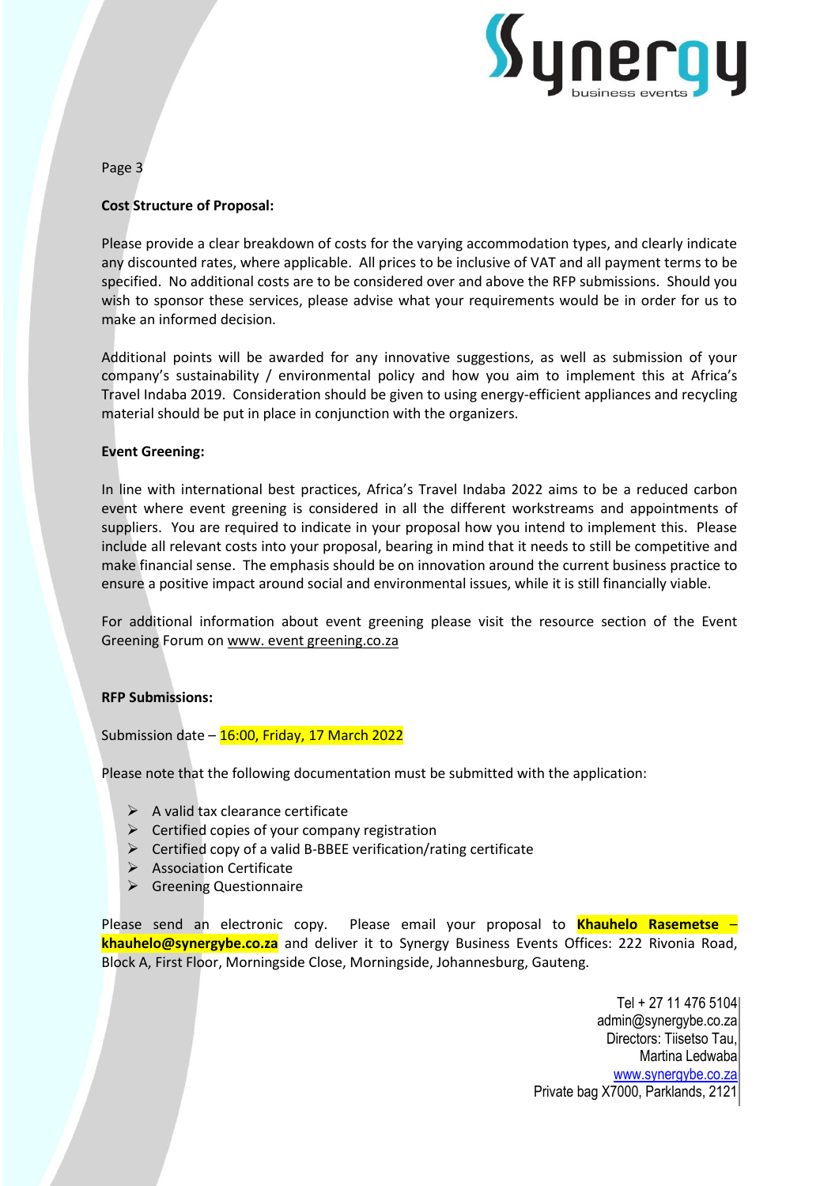**Cost Structure of Proposal:**

Please provide a clear breakdown of costs for the varying accommodation types, and clearly indicate any discounted rates, where applicable. All prices to be inclusive of VAT and all payment terms to be specified. No additional costs are to be considered over and above the RFP submissions. Should you wish to sponsor these services, please advise what your requirements would be in order for us to make an informed decision.

Additional points will be awarded for any innovative suggestions, as well as submission of your company's sustainability / environmental policy and how you aim to implement this at Africa's Travel Indaba 2019. Consideration should be given to using energy-efficient appliances and recycling material should be put in place in conjunction with the organizers.

**Event Greening:**

In line with international best practices, Africa's Travel Indaba 2022 aims to be a reduced carbon event where event greening is considered in all the different workstreams and appointments of suppliers. You are required to indicate in your proposal how you intend to implement this. Please include all relevant costs into your proposal, bearing in mind that it needs to still be competitive and make financial sense. The emphasis should be on innovation around the current business practice to ensure a positive impact around social and environmental issues, while it is still financially viable.

For additional information about event greening please visit the resource section of the Event Greening Forum on www. event greening.co.za

**RFP Submissions:**

Submission date – 16:00, Friday, 17 March 2022

Please note that the following documentation must be submitted with the application:

- A valid tax clearance certificate
- Certified copies of your company registration
- Certified copy of a valid B-BBEE verification/rating certificate
- Association Certificate
- Greening Questionnaire

Please send an electronic copy. Please email your proposal to **Khauhelo Rasemetse – khauhelo@synergybe.co.za** and deliver it to Synergy Business Events Offices: 222 Rivonia Road, Block A, First Floor, Morningside Close, Morningside, Johannesburg, Gauteng.

Tel + 27 11 476 5104
admin@synergybe.co.za
Directors: Tiisetso Tau,
Martina Ledwaba
www.synergybe.co.za
Private bag X7000, Parklands, 2121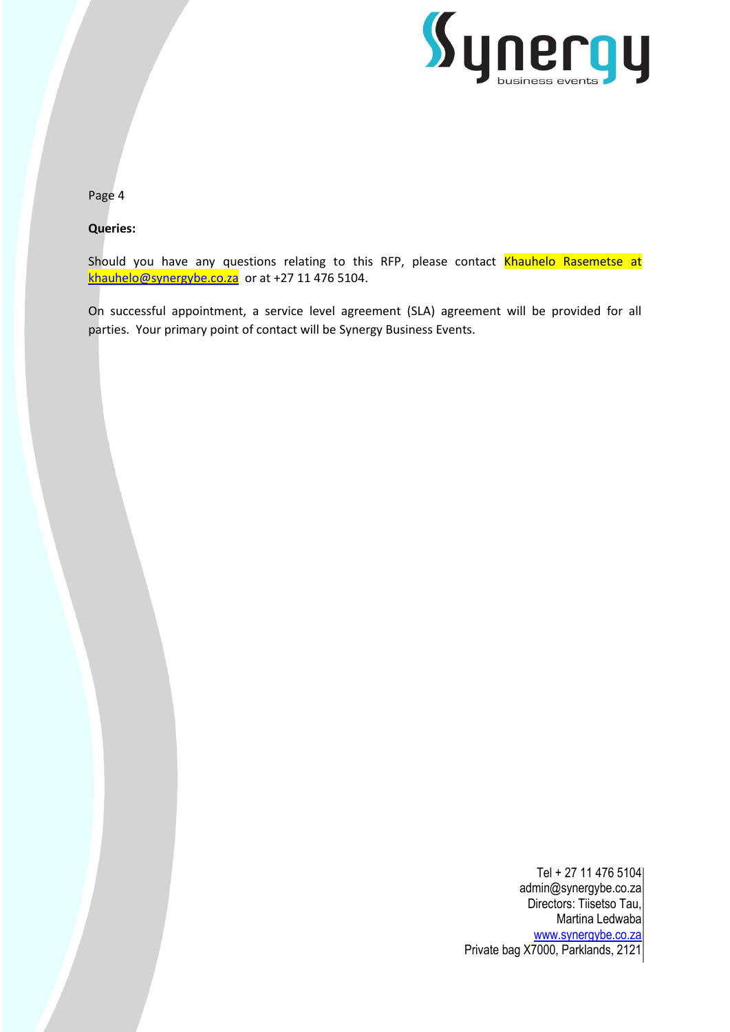**Queries:**

Should you have any questions relating to this RFP, please contact Khauhelo Rasemetse at khauhelo@synergybe.co.za or at +27 11 476 5104.

On successful appointment, a service level agreement (SLA) agreement will be provided for all parties. Your primary point of contact will be Synergy Business Events.

Tel + 27 11 476 5104
admin@synergybe.co.za
Directors: Tiisetso Tau,
Martina Ledwaba
www.synergybe.co.za
Private bag X7000, Parklands, 2121